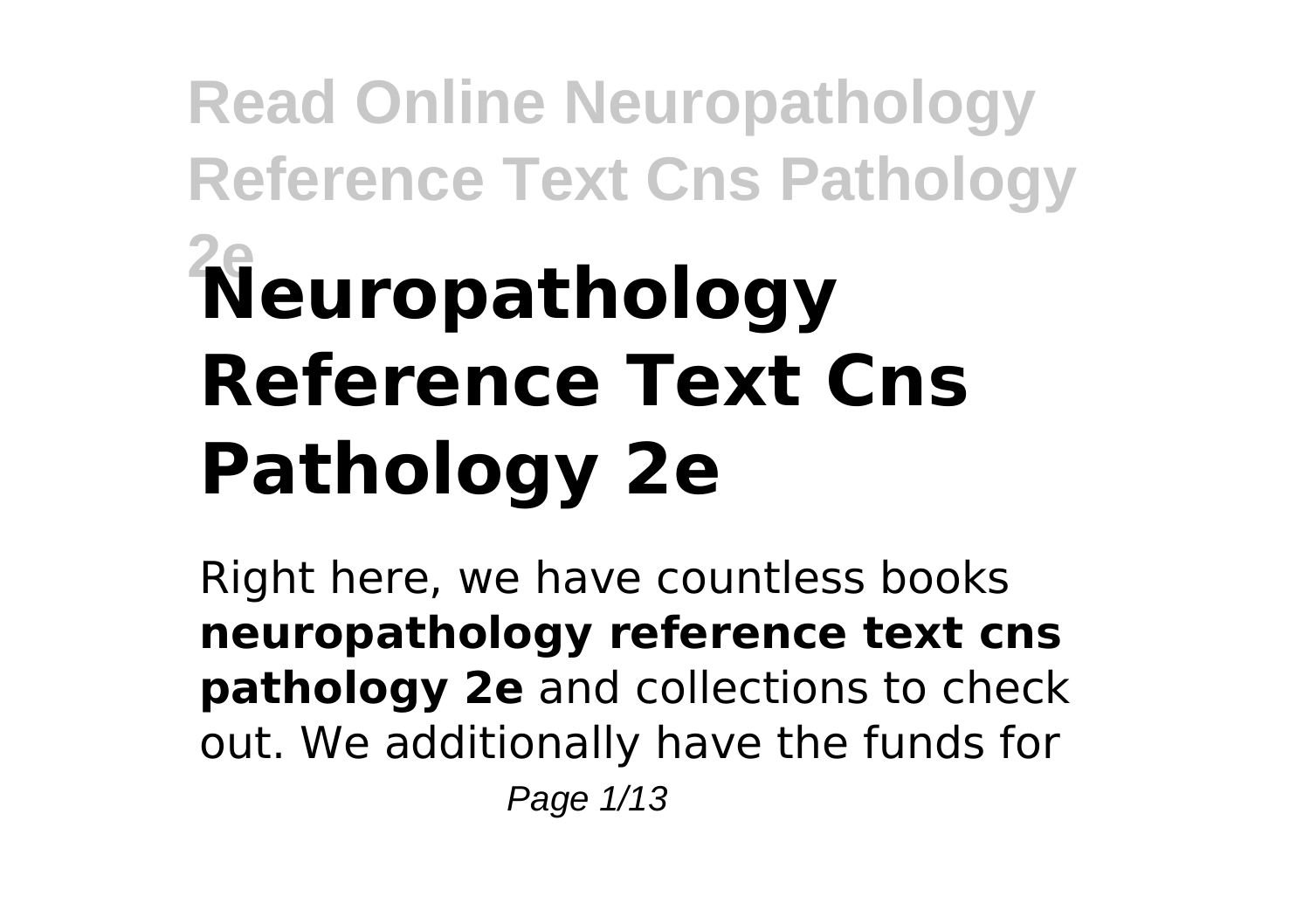# Neuropathology Reference Text Cns Pathology 2e

Right here, we have countless books **neuropathology reference text cns pathology 2e** and collections to check out. We additionally have the funds for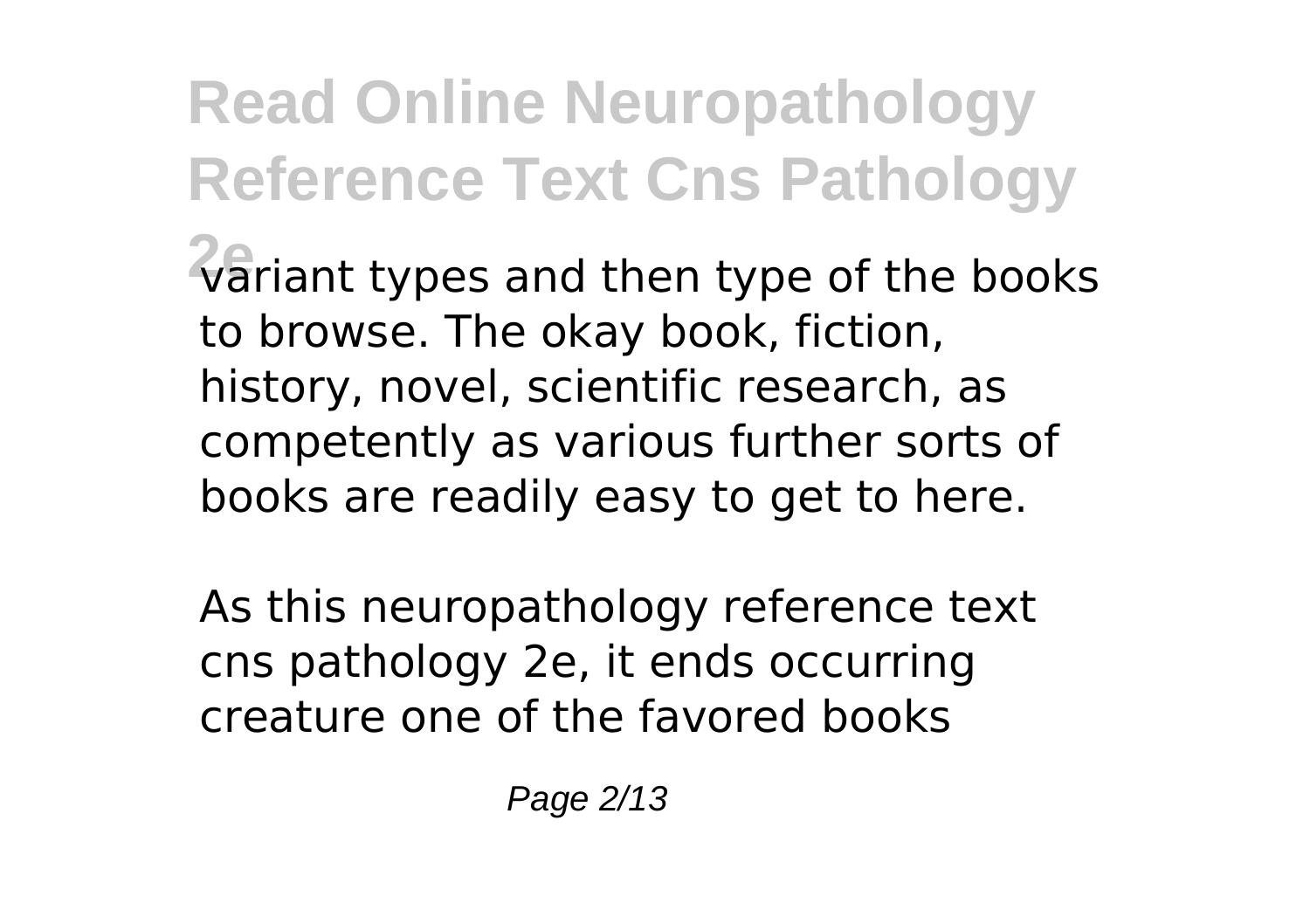variant types and then type of the books to browse. The okay book, fiction, history, novel, scientific research, as competently as various further sorts of books are readily easy to get to here.

As this neuropathology reference text cns pathology 2e, it ends occurring creature one of the favored books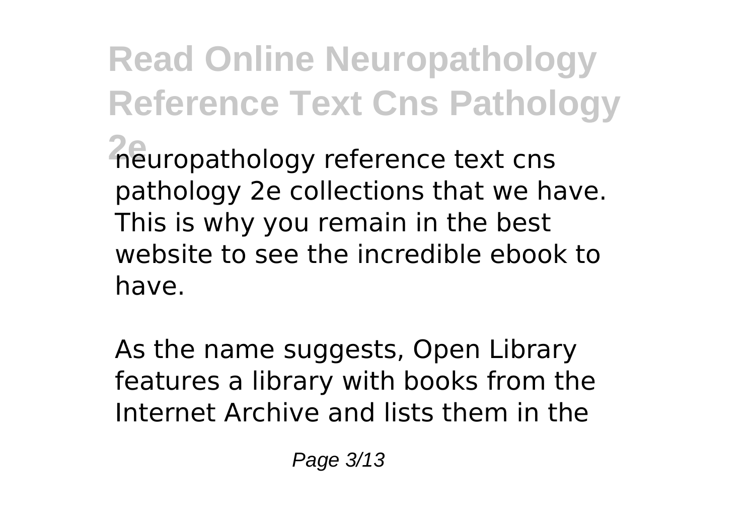neuropathology reference text cns pathology 2e collections that we have. This is why you remain in the best website to see the incredible ebook to have.

As the name suggests, Open Library features a library with books from the Internet Archive and lists them in the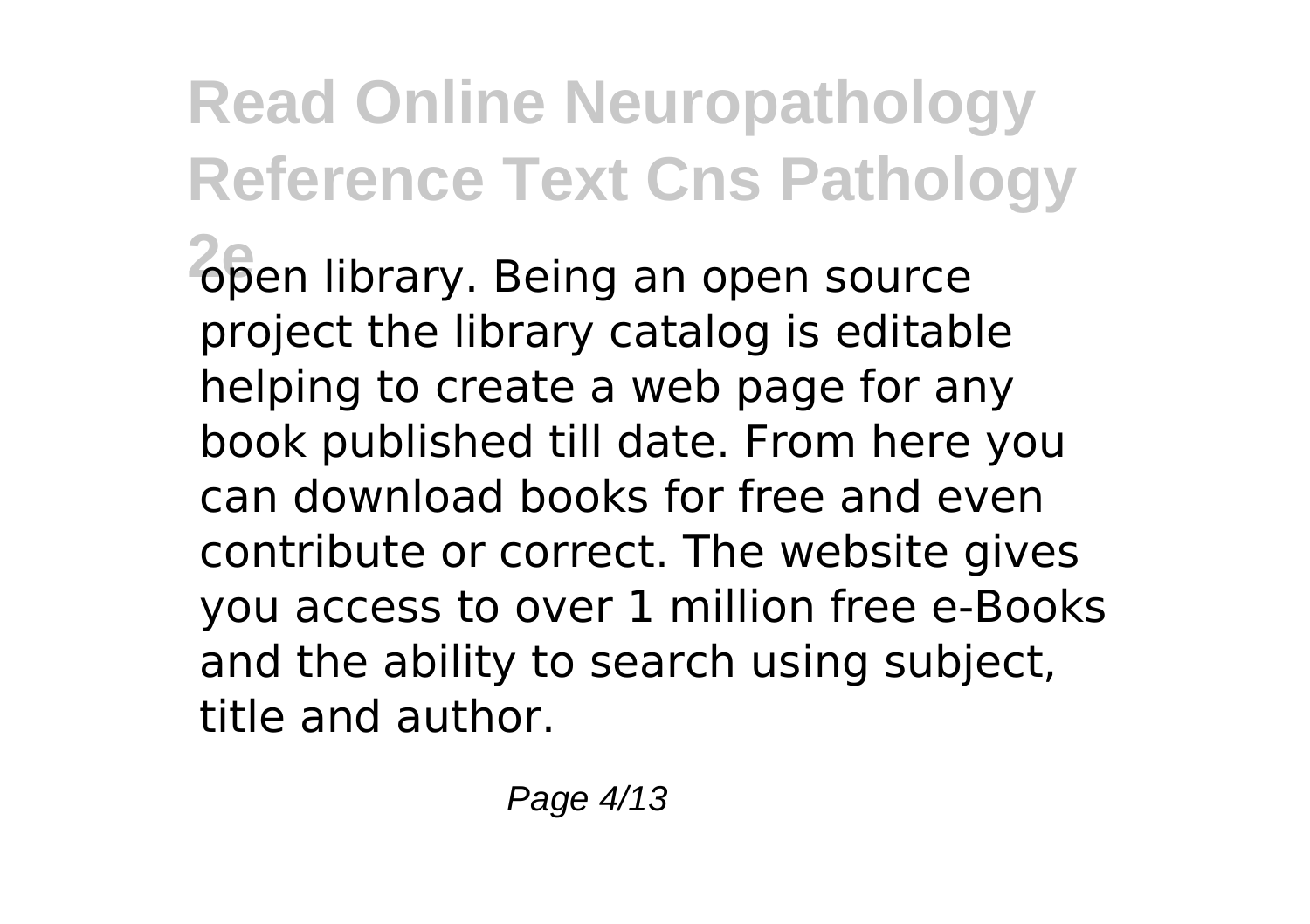open library. Being an open source project the library catalog is editable helping to create a web page for any book published till date. From here you can download books for free and even contribute or correct. The website gives you access to over 1 million free e-Books and the ability to search using subject, title and author.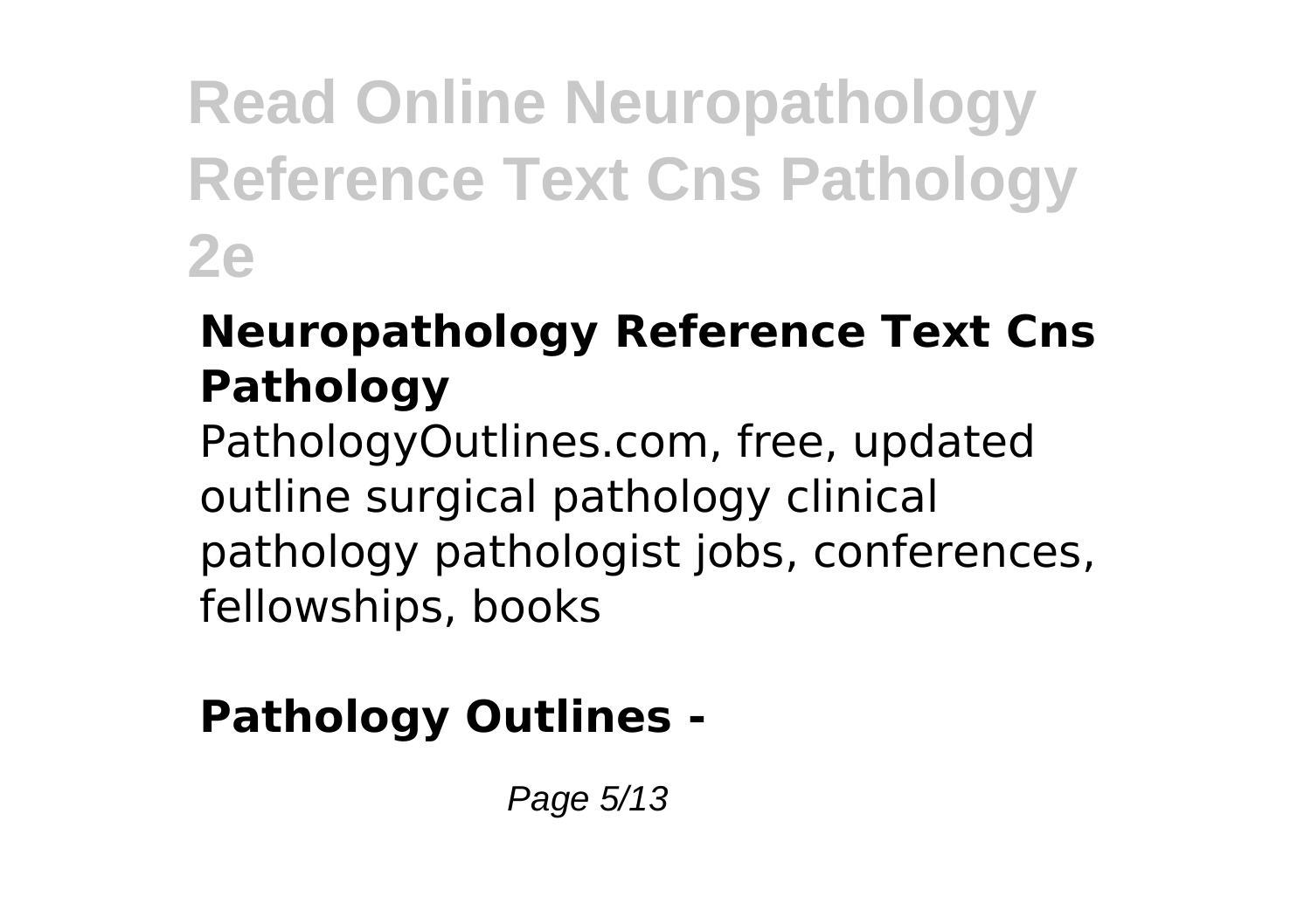### Neuropathology Reference Text Cns Pathology

PathologyOutlines.com, free, updated outline surgical pathology clinical pathology pathologist jobs, conferences, fellowships, books

### Pathology Outlines -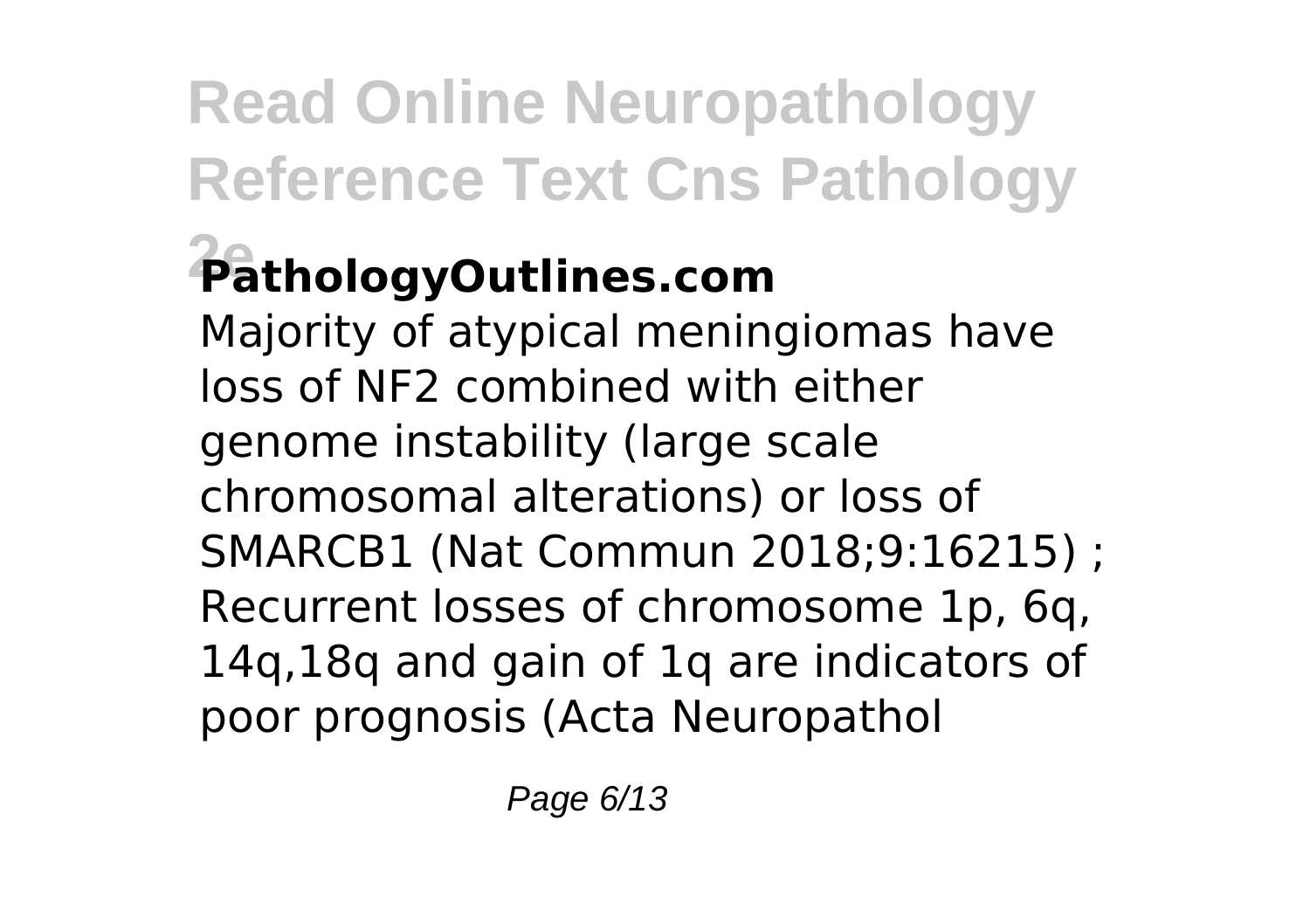### PathologyOutlines.com

Majority of atypical meningiomas have loss of NF2 combined with either genome instability (large scale chromosomal alterations) or loss of SMARCB1 (Nat Commun 2018;9:16215) ; Recurrent losses of chromosome 1p, 6q, 14q,18q and gain of 1q are indicators of poor prognosis (Acta Neuropathol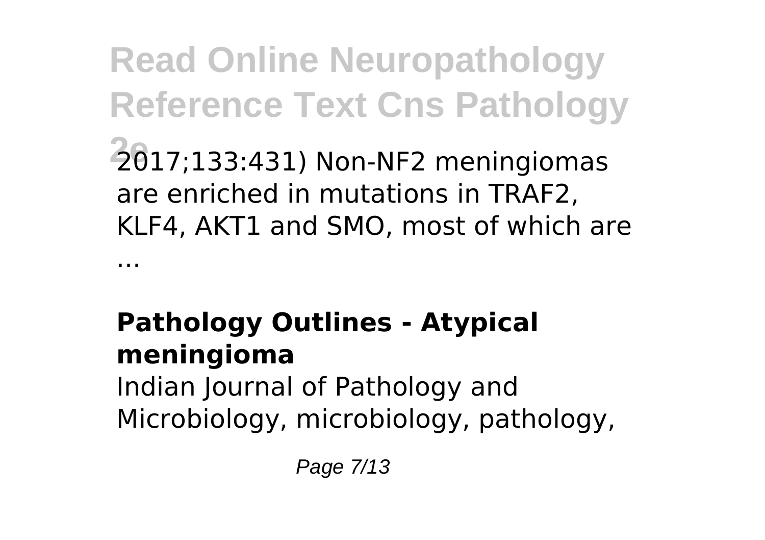2017;133:431) Non-NF2 meningiomas are enriched in mutations in TRAF2, KLF4, AKT1 and SMO, most of which are ...

### Pathology Outlines - Atypical meningioma

Indian Journal of Pathology and Microbiology, microbiology, pathology,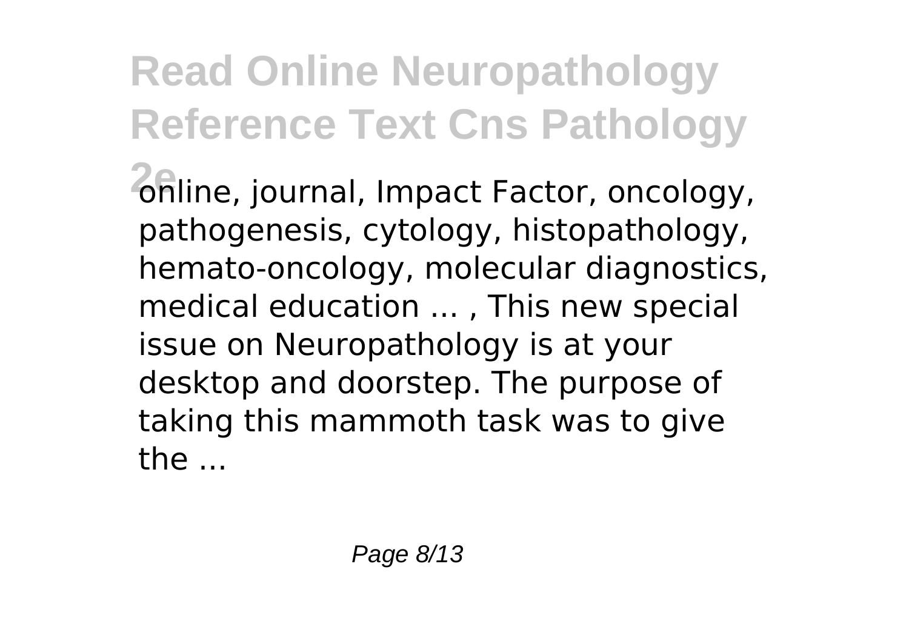online, journal, Impact Factor, oncology, pathogenesis, cytology, histopathology, hemato-oncology, molecular diagnostics, medical education ... , This new special issue on Neuropathology is at your desktop and doorstep. The purpose of taking this mammoth task was to give the ...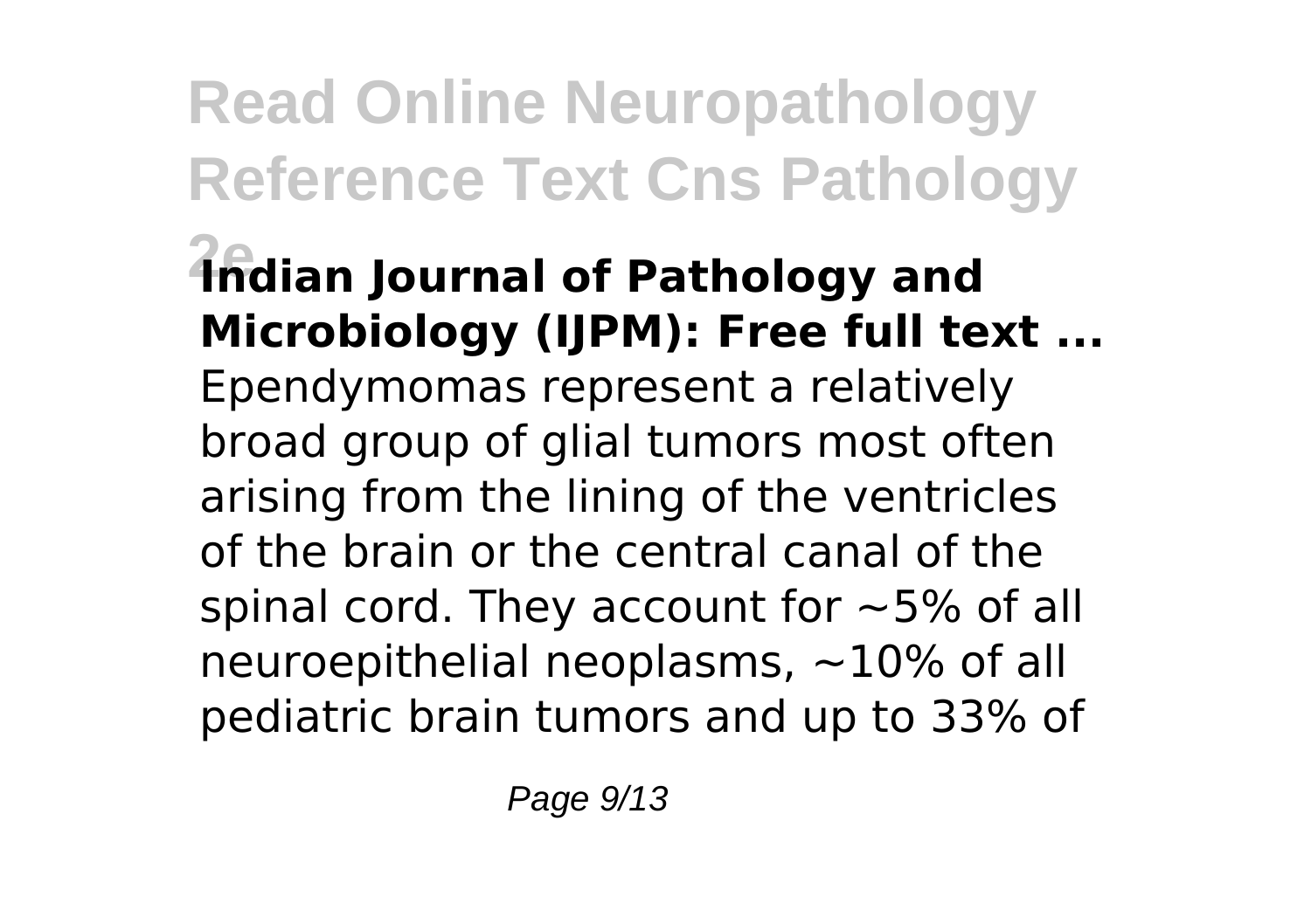**Indian Journal of Pathology and Microbiology (IJPM): Free full text ...**

Ependymomas represent a relatively broad group of glial tumors most often arising from the lining of the ventricles of the brain or the central canal of the spinal cord. They account for ~5% of all neuroepithelial neoplasms, ~10% of all pediatric brain tumors and up to 33% of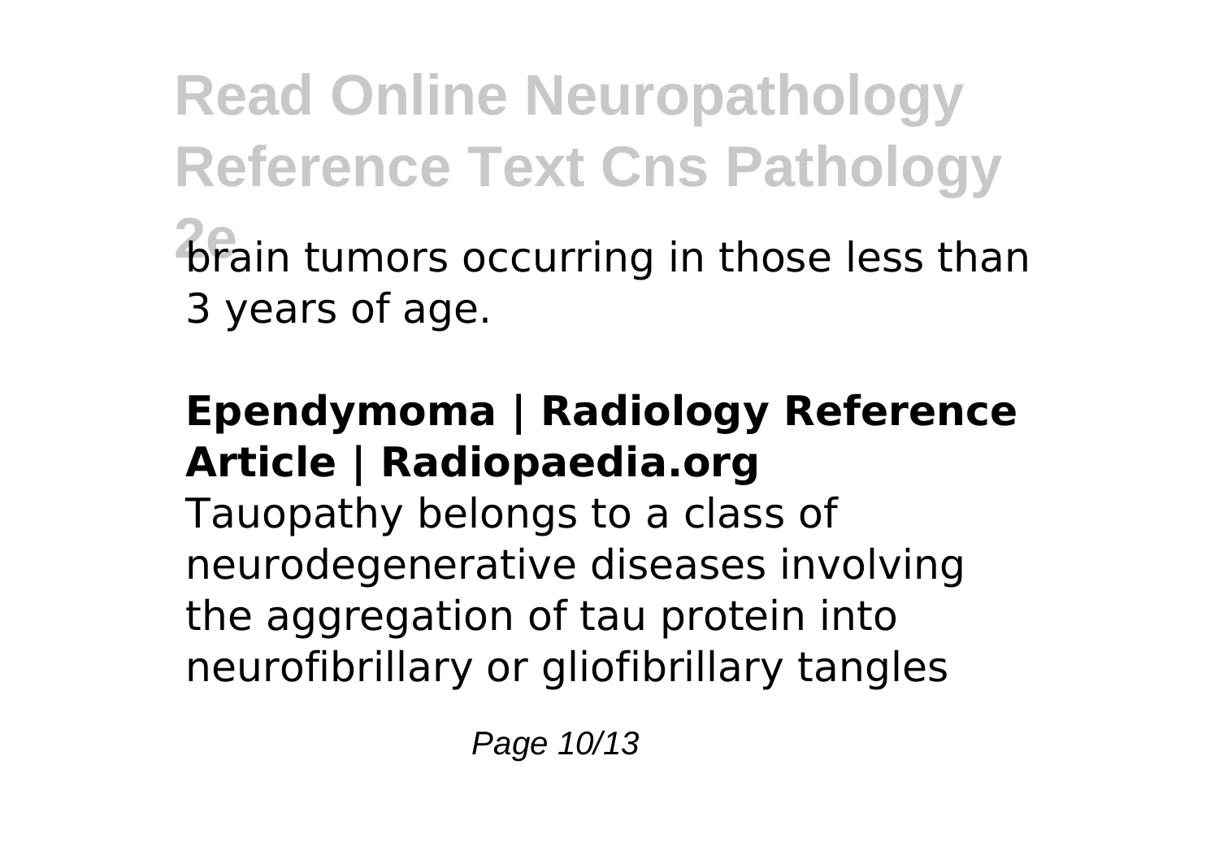brain tumors occurring in those less than 3 years of age.

**Ependymoma | Radiology Reference Article | Radiopaedia.org**

Tauopathy belongs to a class of neurodegenerative diseases involving the aggregation of tau protein into neurofibrillary or gliofibrillary tangles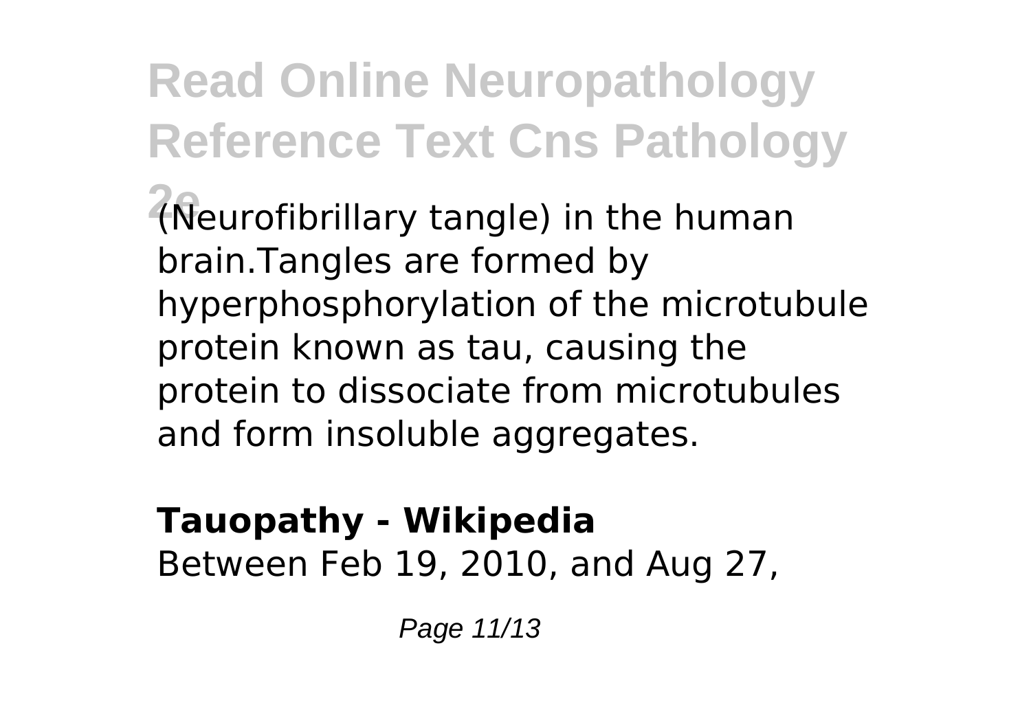(Neurofibrillary tangle) in the human brain.Tangles are formed by hyperphosphorylation of the microtubule protein known as tau, causing the protein to dissociate from microtubules and form insoluble aggregates.

**Tauopathy - Wikipedia**

Between Feb 19, 2010, and Aug 27,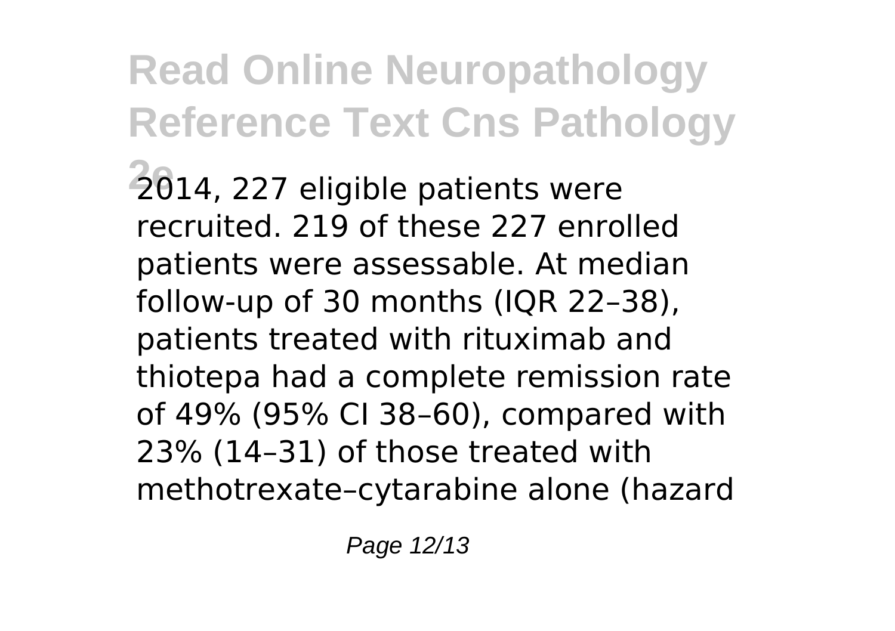2014, 227 eligible patients were recruited. 219 of these 227 enrolled patients were assessable. At median follow-up of 30 months (IQR 22–38), patients treated with rituximab and thiotepa had a complete remission rate of 49% (95% CI 38–60), compared with 23% (14–31) of those treated with methotrexate–cytarabine alone (hazard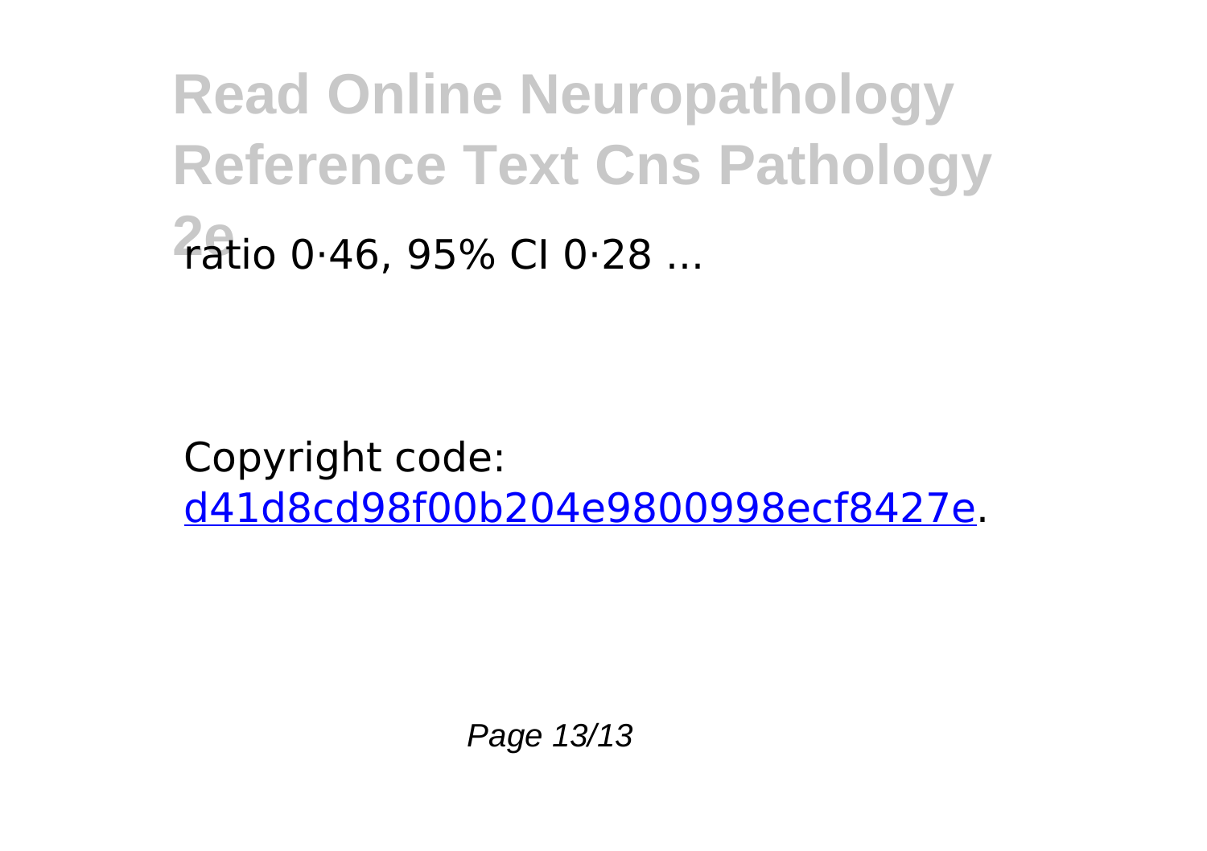ratio 0·46, 95% CI 0·28 ...

Copyright code: [d41d8cd98f00b204e9800998ecf8427e](d41d8cd98f00b204e9800998ecf8427e).